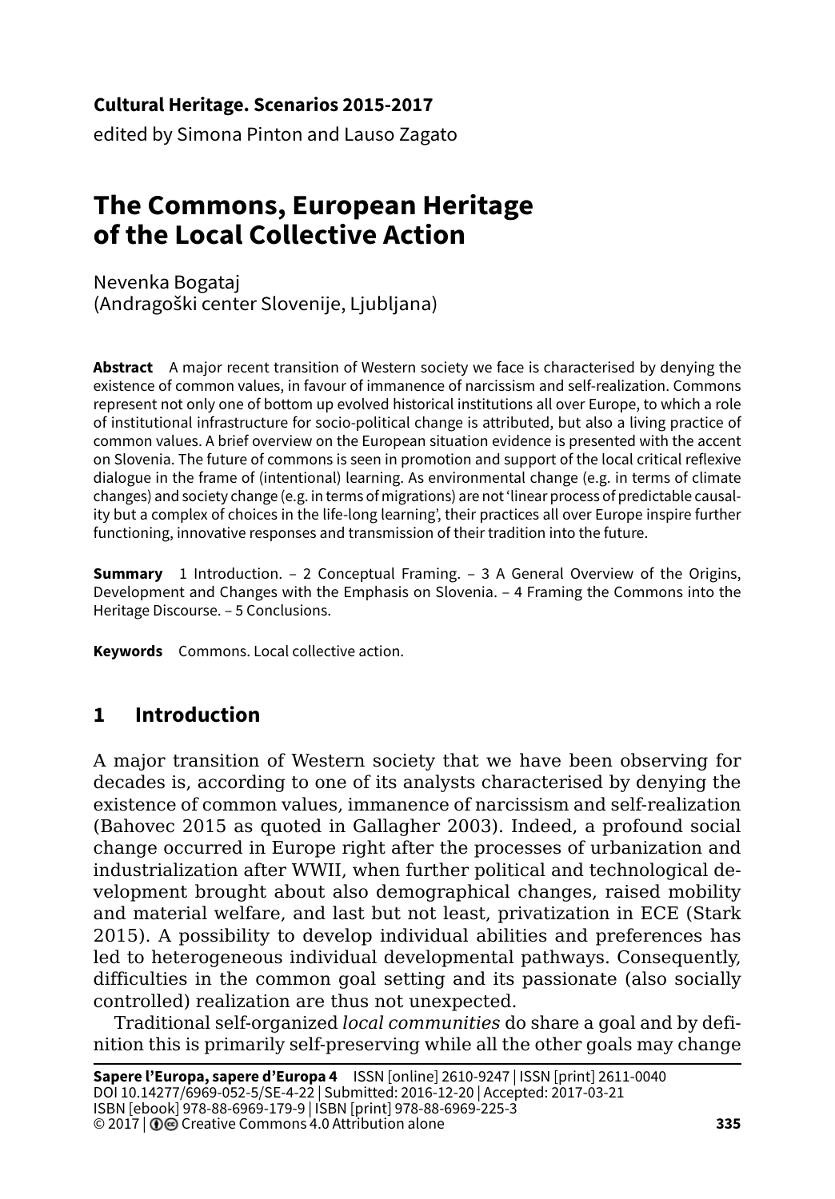**Cultural Heritage. Scenarios 2015-2017**
edited by Simona Pinton and Lauso Zagato

# The Commons, European Heritage of the Local Collective Action

Nevenka Bogataj
(Andragoški center Slovenije, Ljubljana)

**Abstract** A major recent transition of Western society we face is characterised by denying the existence of common values, in favour of immanence of narcissism and self-realization. Commons represent not only one of bottom up evolved historical institutions all over Europe, to which a role of institutional infrastructure for socio-political change is attributed, but also a living practice of common values. A brief overview on the European situation evidence is presented with the accent on Slovenia. The future of commons is seen in promotion and support of the local critical reflexive dialogue in the frame of (intentional) learning. As environmental change (e.g. in terms of climate changes) and society change (e.g. in terms of migrations) are not 'linear process of predictable causality but a complex of choices in the life-long learning', their practices all over Europe inspire further functioning, innovative responses and transmission of their tradition into the future.

**Summary** 1 Introduction. – 2 Conceptual Framing. – 3 A General Overview of the Origins, Development and Changes with the Emphasis on Slovenia. – 4 Framing the Commons into the Heritage Discourse. – 5 Conclusions.

**Keywords** Commons. Local collective action.

## 1 Introduction

A major transition of Western society that we have been observing for decades is, according to one of its analysts characterised by denying the existence of common values, immanence of narcissism and self-realization (Bahovec 2015 as quoted in Gallagher 2003). Indeed, a profound social change occurred in Europe right after the processes of urbanization and industrialization after WWII, when further political and technological development brought about also demographical changes, raised mobility and material welfare, and last but not least, privatization in ECE (Stark 2015). A possibility to develop individual abilities and preferences has led to heterogeneous individual developmental pathways. Consequently, difficulties in the common goal setting and its passionate (also socially controlled) realization are thus not unexpected.

Traditional self-organized *local communities* do share a goal and by definition this is primarily self-preserving while all the other goals may change

**Sapere l'Europa, sapere d'Europa 4** ISSN [online] 2610-9247 | ISSN [print] 2611-0040
DOI 10.14277/6969-052-5/SE-4-22 | Submitted: 2016-12-20 | Accepted: 2017-03-21
ISBN [ebook] 978-88-6969-179-9 | ISBN [print] 978-88-6969-225-3
© 2017 | Creative Commons 4.0 Attribution alone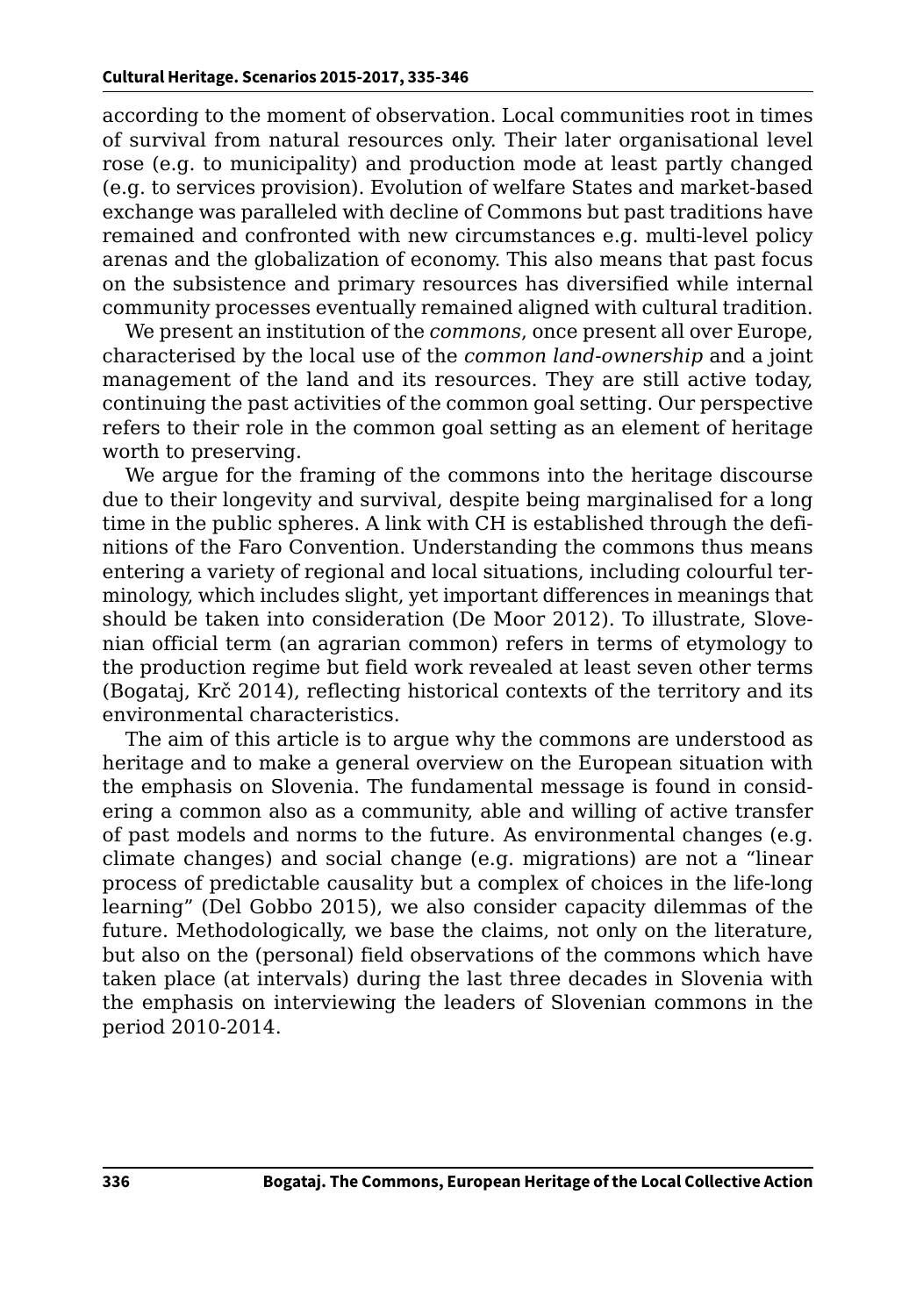according to the moment of observation. Local communities root in times of survival from natural resources only. Their later organisational level rose (e.g. to municipality) and production mode at least partly changed (e.g. to services provision). Evolution of welfare States and market-based exchange was paralleled with decline of Commons but past traditions have remained and confronted with new circumstances e.g. multi-level policy arenas and the globalization of economy. This also means that past focus on the subsistence and primary resources has diversified while internal community processes eventually remained aligned with cultural tradition.

We present an institution of the *commons*, once present all over Europe, characterised by the local use of the *common land-ownership* and a joint management of the land and its resources. They are still active today, continuing the past activities of the common goal setting. Our perspective refers to their role in the common goal setting as an element of heritage worth to preserving.

We argue for the framing of the commons into the heritage discourse due to their longevity and survival, despite being marginalised for a long time in the public spheres. A link with CH is established through the definitions of the Faro Convention. Understanding the commons thus means entering a variety of regional and local situations, including colourful terminology, which includes slight, yet important differences in meanings that should be taken into consideration (De Moor 2012). To illustrate, Slovenian official term (an agrarian common) refers in terms of etymology to the production regime but field work revealed at least seven other terms (Bogataj, Krč 2014), reflecting historical contexts of the territory and its environmental characteristics.

The aim of this article is to argue why the commons are understood as heritage and to make a general overview on the European situation with the emphasis on Slovenia. The fundamental message is found in considering a common also as a community, able and willing of active transfer of past models and norms to the future. As environmental changes (e.g. climate changes) and social change (e.g. migrations) are not a "linear process of predictable causality but a complex of choices in the life-long learning" (Del Gobbo 2015), we also consider capacity dilemmas of the future. Methodologically, we base the claims, not only on the literature, but also on the (personal) field observations of the commons which have taken place (at intervals) during the last three decades in Slovenia with the emphasis on interviewing the leaders of Slovenian commons in the period 2010-2014.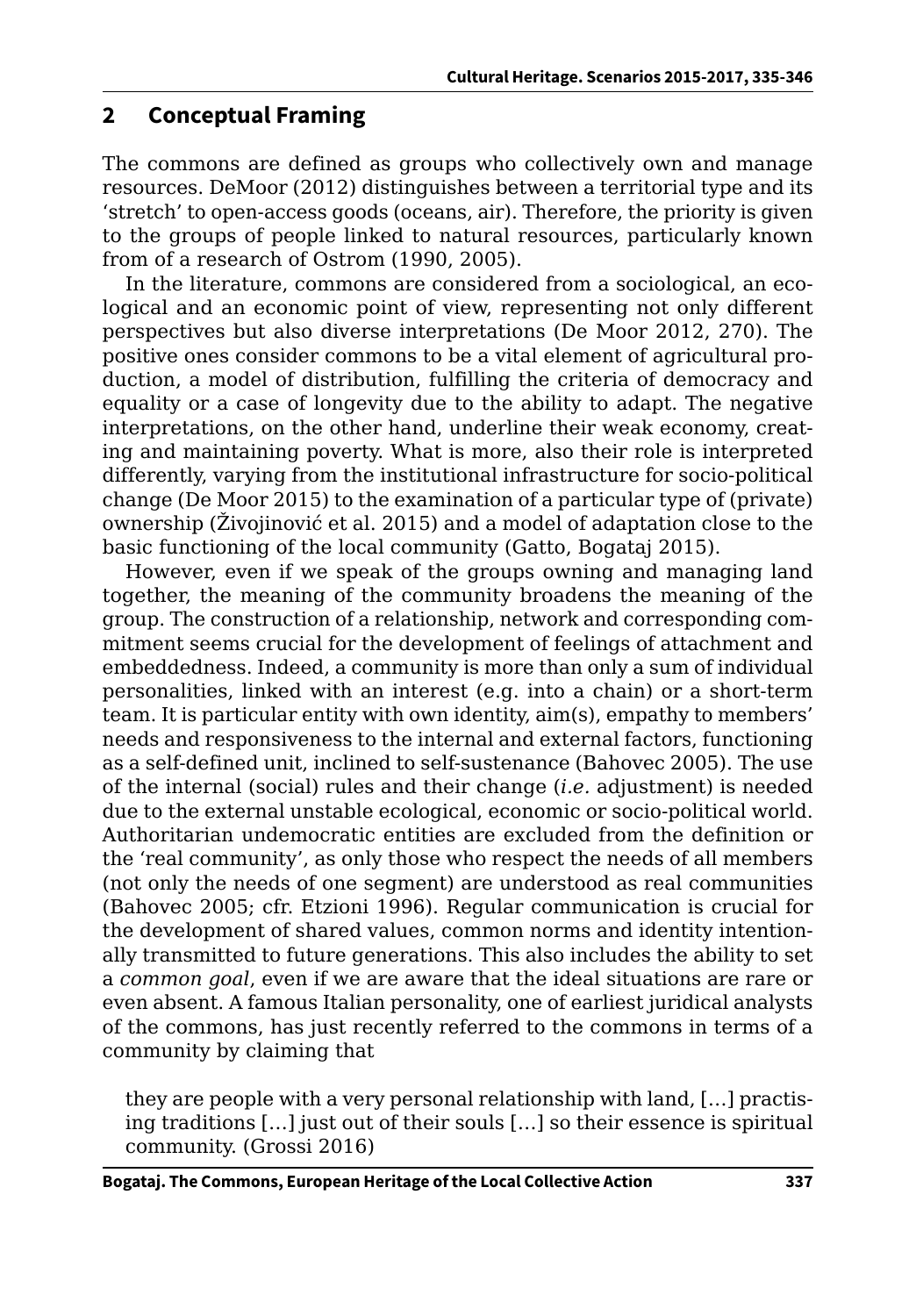## 2 Conceptual Framing

The commons are defined as groups who collectively own and manage resources. DeMoor (2012) distinguishes between a territorial type and its 'stretch' to open-access goods (oceans, air). Therefore, the priority is given to the groups of people linked to natural resources, particularly known from of a research of Ostrom (1990, 2005).

In the literature, commons are considered from a sociological, an ecological and an economic point of view, representing not only different perspectives but also diverse interpretations (De Moor 2012, 270). The positive ones consider commons to be a vital element of agricultural production, a model of distribution, fulfilling the criteria of democracy and equality or a case of longevity due to the ability to adapt. The negative interpretations, on the other hand, underline their weak economy, creating and maintaining poverty. What is more, also their role is interpreted differently, varying from the institutional infrastructure for socio-political change (De Moor 2015) to the examination of a particular type of (private) ownership (Živojinović et al. 2015) and a model of adaptation close to the basic functioning of the local community (Gatto, Bogataj 2015).

However, even if we speak of the groups owning and managing land together, the meaning of the community broadens the meaning of the group. The construction of a relationship, network and corresponding commitment seems crucial for the development of feelings of attachment and embeddedness. Indeed, a community is more than only a sum of individual personalities, linked with an interest (e.g. into a chain) or a short-term team. It is particular entity with own identity, aim(s), empathy to members' needs and responsiveness to the internal and external factors, functioning as a self-defined unit, inclined to self-sustenance (Bahovec 2005). The use of the internal (social) rules and their change (*i.e.* adjustment) is needed due to the external unstable ecological, economic or socio-political world. Authoritarian undemocratic entities are excluded from the definition or the 'real community', as only those who respect the needs of all members (not only the needs of one segment) are understood as real communities (Bahovec 2005; cfr. Etzioni 1996). Regular communication is crucial for the development of shared values, common norms and identity intentionally transmitted to future generations. This also includes the ability to set a *common goal*, even if we are aware that the ideal situations are rare or even absent. A famous Italian personality, one of earliest juridical analysts of the commons, has just recently referred to the commons in terms of a community by claiming that

> they are people with a very personal relationship with land, […] practising traditions […] just out of their souls […] so their essence is spiritual community. (Grossi 2016)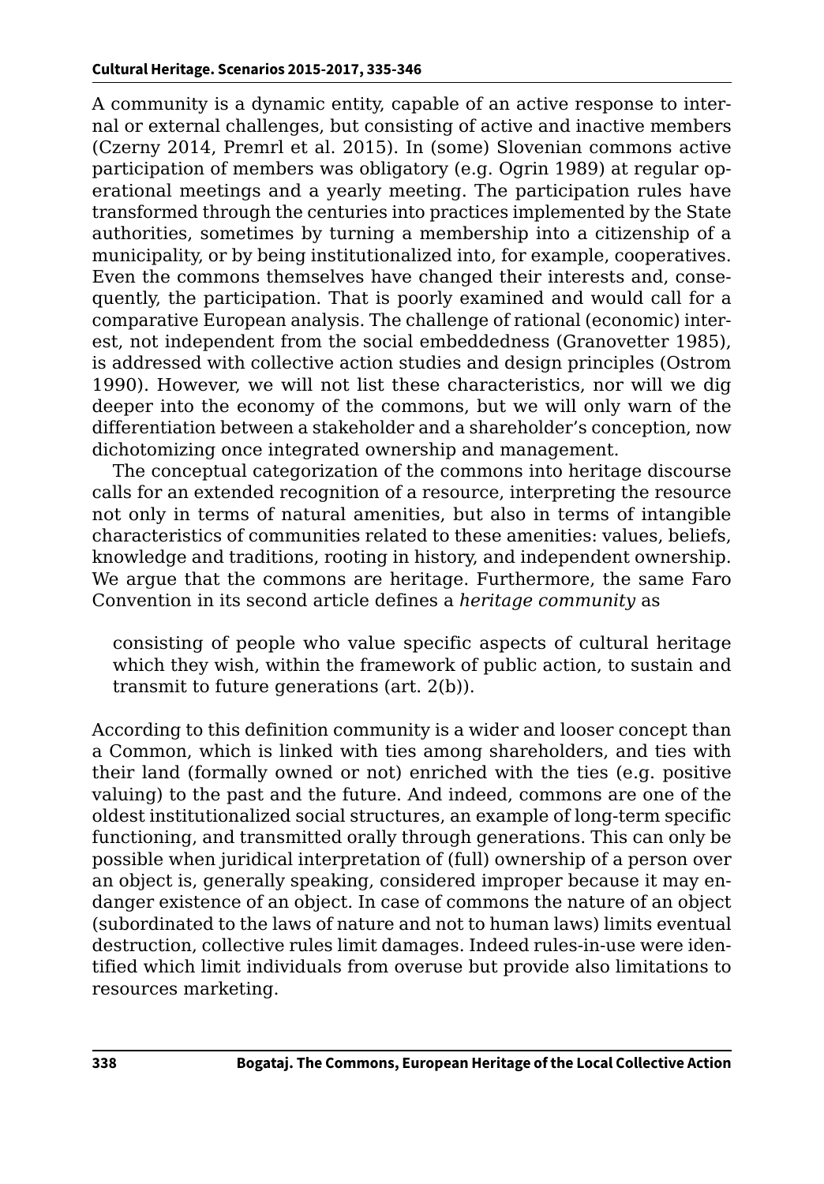A community is a dynamic entity, capable of an active response to internal or external challenges, but consisting of active and inactive members (Czerny 2014, Premrl et al. 2015). In (some) Slovenian commons active participation of members was obligatory (e.g. Ogrin 1989) at regular operational meetings and a yearly meeting. The participation rules have transformed through the centuries into practices implemented by the State authorities, sometimes by turning a membership into a citizenship of a municipality, or by being institutionalized into, for example, cooperatives. Even the commons themselves have changed their interests and, consequently, the participation. That is poorly examined and would call for a comparative European analysis. The challenge of rational (economic) interest, not independent from the social embeddedness (Granovetter 1985), is addressed with collective action studies and design principles (Ostrom 1990). However, we will not list these characteristics, nor will we dig deeper into the economy of the commons, but we will only warn of the differentiation between a stakeholder and a shareholder's conception, now dichotomizing once integrated ownership and management.

The conceptual categorization of the commons into heritage discourse calls for an extended recognition of a resource, interpreting the resource not only in terms of natural amenities, but also in terms of intangible characteristics of communities related to these amenities: values, beliefs, knowledge and traditions, rooting in history, and independent ownership. We argue that the commons are heritage. Furthermore, the same Faro Convention in its second article defines a *heritage community* as

> consisting of people who value specific aspects of cultural heritage which they wish, within the framework of public action, to sustain and transmit to future generations (art. 2(b)).

According to this definition community is a wider and looser concept than a Common, which is linked with ties among shareholders, and ties with their land (formally owned or not) enriched with the ties (e.g. positive valuing) to the past and the future. And indeed, commons are one of the oldest institutionalized social structures, an example of long-term specific functioning, and transmitted orally through generations. This can only be possible when juridical interpretation of (full) ownership of a person over an object is, generally speaking, considered improper because it may endanger existence of an object. In case of commons the nature of an object (subordinated to the laws of nature and not to human laws) limits eventual destruction, collective rules limit damages. Indeed rules-in-use were identified which limit individuals from overuse but provide also limitations to resources marketing.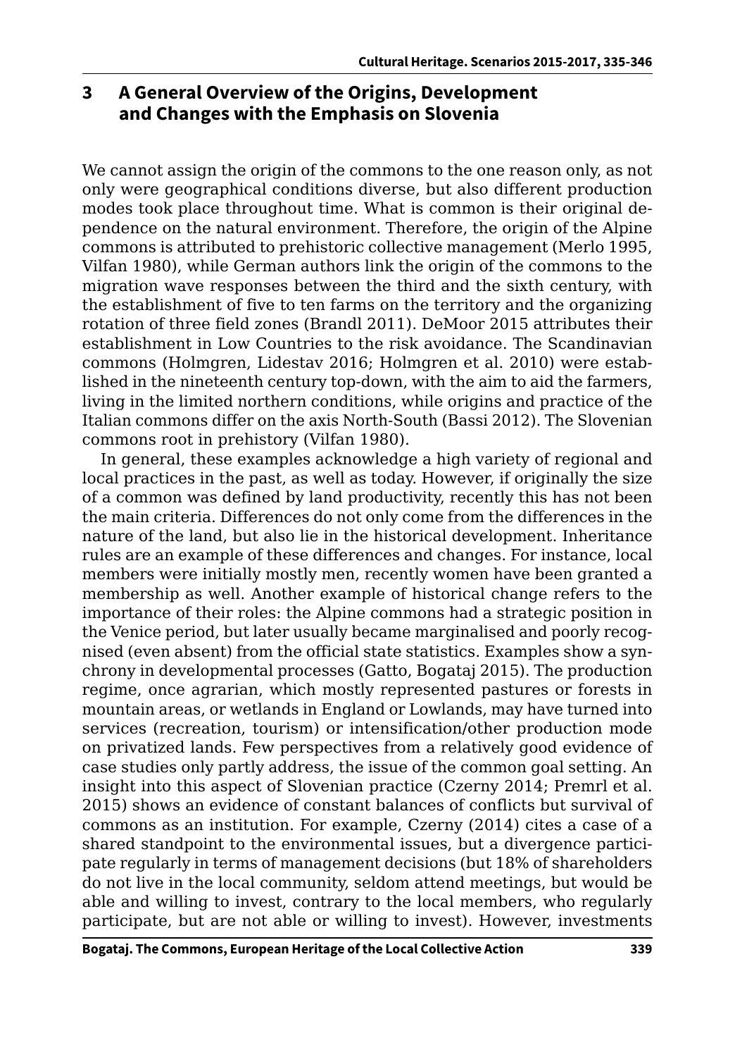## 3 A General Overview of the Origins, Development and Changes with the Emphasis on Slovenia

We cannot assign the origin of the commons to the one reason only, as not only were geographical conditions diverse, but also different production modes took place throughout time. What is common is their original dependence on the natural environment. Therefore, the origin of the Alpine commons is attributed to prehistoric collective management (Merlo 1995, Vilfan 1980), while German authors link the origin of the commons to the migration wave responses between the third and the sixth century, with the establishment of five to ten farms on the territory and the organizing rotation of three field zones (Brandl 2011). DeMoor 2015 attributes their establishment in Low Countries to the risk avoidance. The Scandinavian commons (Holmgren, Lidestav 2016; Holmgren et al. 2010) were established in the nineteenth century top-down, with the aim to aid the farmers, living in the limited northern conditions, while origins and practice of the Italian commons differ on the axis North-South (Bassi 2012). The Slovenian commons root in prehistory (Vilfan 1980).

In general, these examples acknowledge a high variety of regional and local practices in the past, as well as today. However, if originally the size of a common was defined by land productivity, recently this has not been the main criteria. Differences do not only come from the differences in the nature of the land, but also lie in the historical development. Inheritance rules are an example of these differences and changes. For instance, local members were initially mostly men, recently women have been granted a membership as well. Another example of historical change refers to the importance of their roles: the Alpine commons had a strategic position in the Venice period, but later usually became marginalised and poorly recognised (even absent) from the official state statistics. Examples show a synchrony in developmental processes (Gatto, Bogataj 2015). The production regime, once agrarian, which mostly represented pastures or forests in mountain areas, or wetlands in England or Lowlands, may have turned into services (recreation, tourism) or intensification/other production mode on privatized lands. Few perspectives from a relatively good evidence of case studies only partly address, the issue of the common goal setting. An insight into this aspect of Slovenian practice (Czerny 2014; Premrl et al. 2015) shows an evidence of constant balances of conflicts but survival of commons as an institution. For example, Czerny (2014) cites a case of a shared standpoint to the environmental issues, but a divergence participate regularly in terms of management decisions (but 18% of shareholders do not live in the local community, seldom attend meetings, but would be able and willing to invest, contrary to the local members, who regularly participate, but are not able or willing to invest). However, investments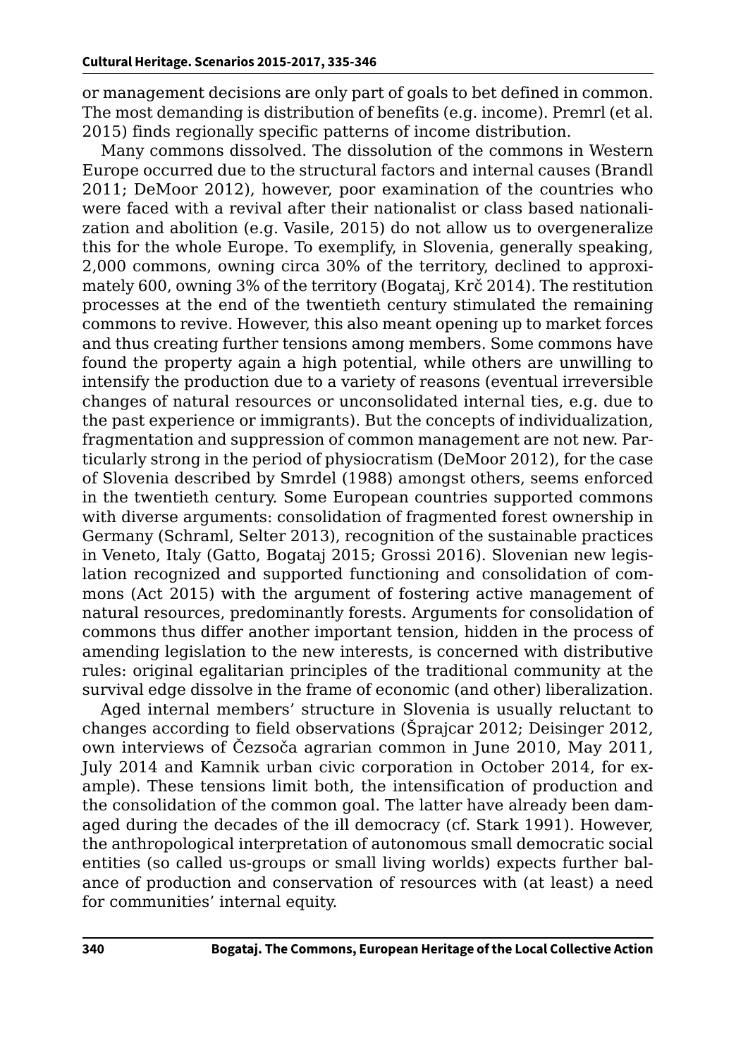or management decisions are only part of goals to bet defined in common. The most demanding is distribution of benefits (e.g. income). Premrl (et al. 2015) finds regionally specific patterns of income distribution.

Many commons dissolved. The dissolution of the commons in Western Europe occurred due to the structural factors and internal causes (Brandl 2011; DeMoor 2012), however, poor examination of the countries who were faced with a revival after their nationalist or class based nationalization and abolition (e.g. Vasile, 2015) do not allow us to overgeneralize this for the whole Europe. To exemplify, in Slovenia, generally speaking, 2,000 commons, owning circa 30% of the territory, declined to approximately 600, owning 3% of the territory (Bogataj, Krč 2014). The restitution processes at the end of the twentieth century stimulated the remaining commons to revive. However, this also meant opening up to market forces and thus creating further tensions among members. Some commons have found the property again a high potential, while others are unwilling to intensify the production due to a variety of reasons (eventual irreversible changes of natural resources or unconsolidated internal ties, e.g. due to the past experience or immigrants). But the concepts of individualization, fragmentation and suppression of common management are not new. Particularly strong in the period of physiocratism (DeMoor 2012), for the case of Slovenia described by Smrdel (1988) amongst others, seems enforced in the twentieth century. Some European countries supported commons with diverse arguments: consolidation of fragmented forest ownership in Germany (Schraml, Selter 2013), recognition of the sustainable practices in Veneto, Italy (Gatto, Bogataj 2015; Grossi 2016). Slovenian new legislation recognized and supported functioning and consolidation of commons (Act 2015) with the argument of fostering active management of natural resources, predominantly forests. Arguments for consolidation of commons thus differ another important tension, hidden in the process of amending legislation to the new interests, is concerned with distributive rules: original egalitarian principles of the traditional community at the survival edge dissolve in the frame of economic (and other) liberalization.

Aged internal members' structure in Slovenia is usually reluctant to changes according to field observations (Šprajcar 2012; Deisinger 2012, own interviews of Čezsoča agrarian common in June 2010, May 2011, July 2014 and Kamnik urban civic corporation in October 2014, for example). These tensions limit both, the intensification of production and the consolidation of the common goal. The latter have already been damaged during the decades of the ill democracy (cf. Stark 1991). However, the anthropological interpretation of autonomous small democratic social entities (so called us-groups or small living worlds) expects further balance of production and conservation of resources with (at least) a need for communities' internal equity.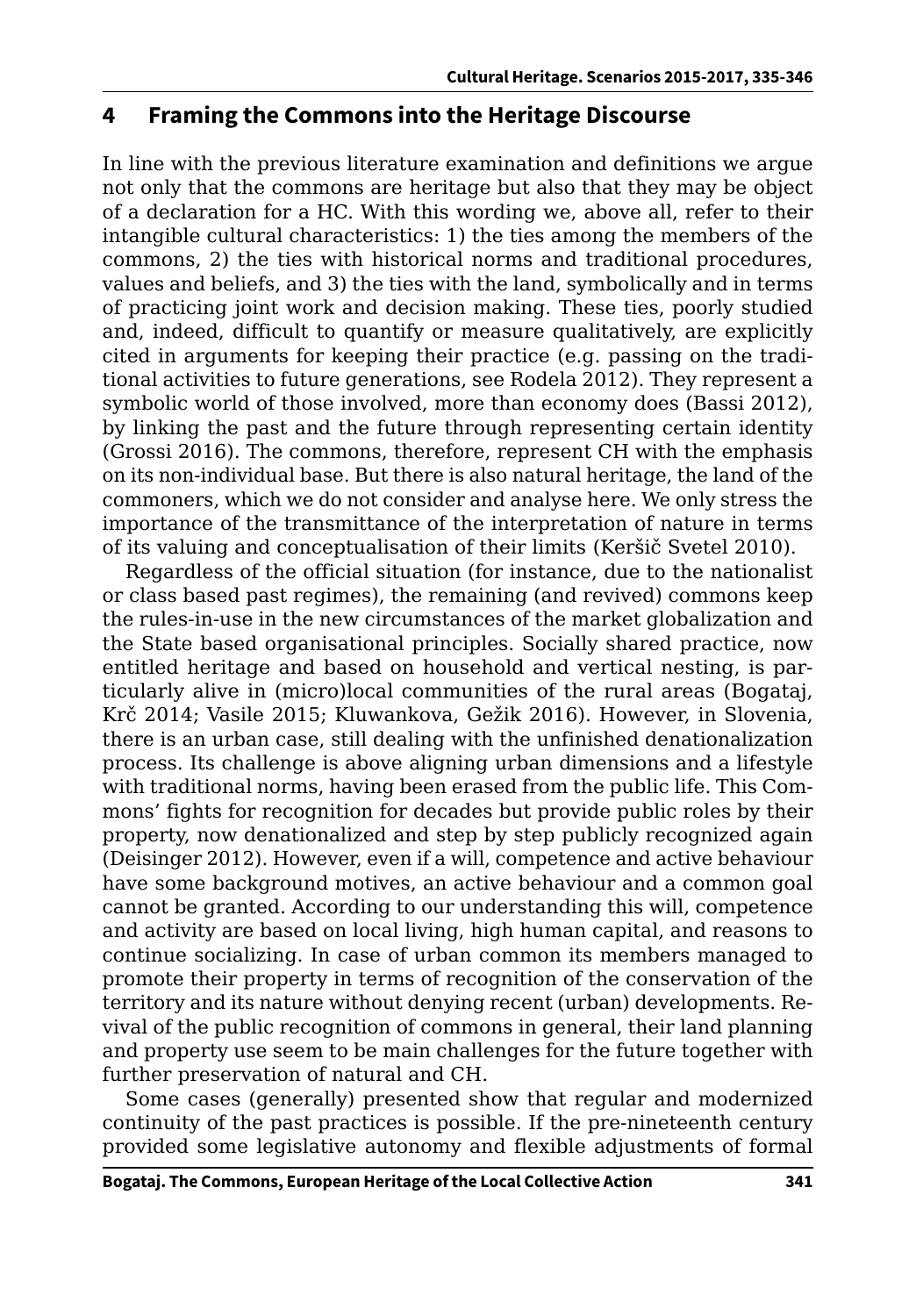## 4 Framing the Commons into the Heritage Discourse

In line with the previous literature examination and definitions we argue not only that the commons are heritage but also that they may be object of a declaration for a HC. With this wording we, above all, refer to their intangible cultural characteristics: 1) the ties among the members of the commons, 2) the ties with historical norms and traditional procedures, values and beliefs, and 3) the ties with the land, symbolically and in terms of practicing joint work and decision making. These ties, poorly studied and, indeed, difficult to quantify or measure qualitatively, are explicitly cited in arguments for keeping their practice (e.g. passing on the traditional activities to future generations, see Rodela 2012). They represent a symbolic world of those involved, more than economy does (Bassi 2012), by linking the past and the future through representing certain identity (Grossi 2016). The commons, therefore, represent CH with the emphasis on its non-individual base. But there is also natural heritage, the land of the commoners, which we do not consider and analyse here. We only stress the importance of the transmittance of the interpretation of nature in terms of its valuing and conceptualisation of their limits (Keršič Svetel 2010).

Regardless of the official situation (for instance, due to the nationalist or class based past regimes), the remaining (and revived) commons keep the rules-in-use in the new circumstances of the market globalization and the State based organisational principles. Socially shared practice, now entitled heritage and based on household and vertical nesting, is particularly alive in (micro)local communities of the rural areas (Bogataj, Krč 2014; Vasile 2015; Kluwankova, Gežik 2016). However, in Slovenia, there is an urban case, still dealing with the unfinished denationalization process. Its challenge is above aligning urban dimensions and a lifestyle with traditional norms, having been erased from the public life. This Commons' fights for recognition for decades but provide public roles by their property, now denationalized and step by step publicly recognized again (Deisinger 2012). However, even if a will, competence and active behaviour have some background motives, an active behaviour and a common goal cannot be granted. According to our understanding this will, competence and activity are based on local living, high human capital, and reasons to continue socializing. In case of urban common its members managed to promote their property in terms of recognition of the conservation of the territory and its nature without denying recent (urban) developments. Revival of the public recognition of commons in general, their land planning and property use seem to be main challenges for the future together with further preservation of natural and CH.

Some cases (generally) presented show that regular and modernized continuity of the past practices is possible. If the pre-nineteenth century provided some legislative autonomy and flexible adjustments of formal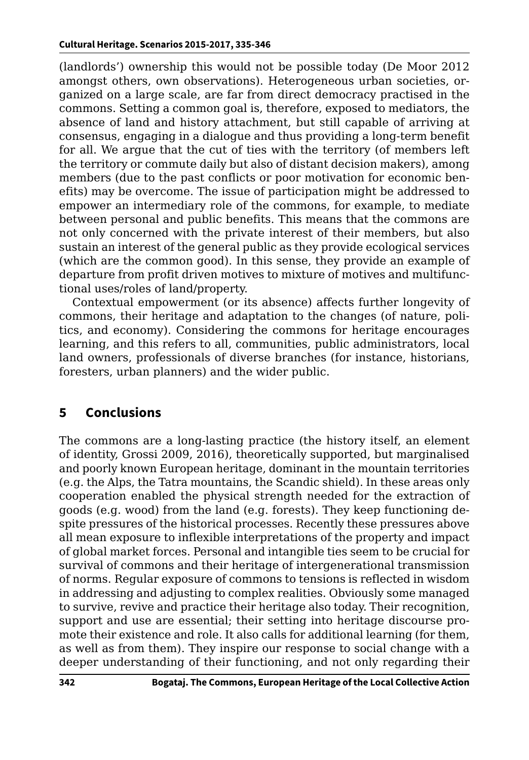(landlords') ownership this would not be possible today (De Moor 2012 amongst others, own observations). Heterogeneous urban societies, organized on a large scale, are far from direct democracy practised in the commons. Setting a common goal is, therefore, exposed to mediators, the absence of land and history attachment, but still capable of arriving at consensus, engaging in a dialogue and thus providing a long-term benefit for all. We argue that the cut of ties with the territory (of members left the territory or commute daily but also of distant decision makers), among members (due to the past conflicts or poor motivation for economic benefits) may be overcome. The issue of participation might be addressed to empower an intermediary role of the commons, for example, to mediate between personal and public benefits. This means that the commons are not only concerned with the private interest of their members, but also sustain an interest of the general public as they provide ecological services (which are the common good). In this sense, they provide an example of departure from profit driven motives to mixture of motives and multifunctional uses/roles of land/property.

Contextual empowerment (or its absence) affects further longevity of commons, their heritage and adaptation to the changes (of nature, politics, and economy). Considering the commons for heritage encourages learning, and this refers to all, communities, public administrators, local land owners, professionals of diverse branches (for instance, historians, foresters, urban planners) and the wider public.

## 5 Conclusions

The commons are a long-lasting practice (the history itself, an element of identity, Grossi 2009, 2016), theoretically supported, but marginalised and poorly known European heritage, dominant in the mountain territories (e.g. the Alps, the Tatra mountains, the Scandic shield). In these areas only cooperation enabled the physical strength needed for the extraction of goods (e.g. wood) from the land (e.g. forests). They keep functioning despite pressures of the historical processes. Recently these pressures above all mean exposure to inflexible interpretations of the property and impact of global market forces. Personal and intangible ties seem to be crucial for survival of commons and their heritage of intergenerational transmission of norms. Regular exposure of commons to tensions is reflected in wisdom in addressing and adjusting to complex realities. Obviously some managed to survive, revive and practice their heritage also today. Their recognition, support and use are essential; their setting into heritage discourse promote their existence and role. It also calls for additional learning (for them, as well as from them). They inspire our response to social change with a deeper understanding of their functioning, and not only regarding their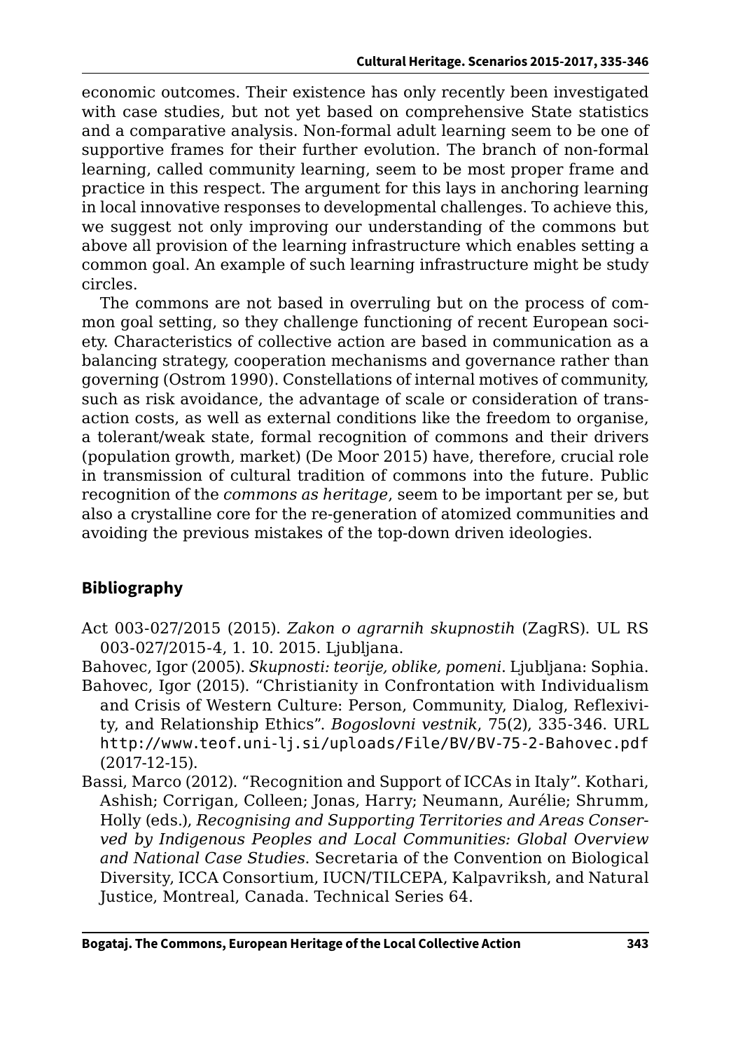economic outcomes. Their existence has only recently been investigated with case studies, but not yet based on comprehensive State statistics and a comparative analysis. Non-formal adult learning seem to be one of supportive frames for their further evolution. The branch of non-formal learning, called community learning, seem to be most proper frame and practice in this respect. The argument for this lays in anchoring learning in local innovative responses to developmental challenges. To achieve this, we suggest not only improving our understanding of the commons but above all provision of the learning infrastructure which enables setting a common goal. An example of such learning infrastructure might be study circles.

The commons are not based in overruling but on the process of common goal setting, so they challenge functioning of recent European society. Characteristics of collective action are based in communication as a balancing strategy, cooperation mechanisms and governance rather than governing (Ostrom 1990). Constellations of internal motives of community, such as risk avoidance, the advantage of scale or consideration of transaction costs, as well as external conditions like the freedom to organise, a tolerant/weak state, formal recognition of commons and their drivers (population growth, market) (De Moor 2015) have, therefore, crucial role in transmission of cultural tradition of commons into the future. Public recognition of the *commons as heritage*, seem to be important per se, but also a crystalline core for the re-generation of atomized communities and avoiding the previous mistakes of the top-down driven ideologies.

## Bibliography

Act 003-027/2015 (2015). *Zakon o agrarnih skupnostih* (ZagRS). UL RS 003-027/2015-4, 1. 10. 2015. Ljubljana.

Bahovec, Igor (2005). *Skupnosti: teorije, oblike, pomeni*. Ljubljana: Sophia.

Bahovec, Igor (2015). "Christianity in Confrontation with Individualism and Crisis of Western Culture: Person, Community, Dialog, Reflexivity, and Relationship Ethics". *Bogoslovni vestnik*, 75(2), 335-346. URL http://www.teof.uni-lj.si/uploads/File/BV/BV-75-2-Bahovec.pdf (2017-12-15).

Bassi, Marco (2012). "Recognition and Support of ICCAs in Italy". Kothari, Ashish; Corrigan, Colleen; Jonas, Harry; Neumann, Aurélie; Shrumm, Holly (eds.), *Recognising and Supporting Territories and Areas Conserved by Indigenous Peoples and Local Communities: Global Overview and National Case Studies*. Secretaria of the Convention on Biological Diversity, ICCA Consortium, IUCN/TILCEPA, Kalpavriksh, and Natural Justice, Montreal, Canada. Technical Series 64.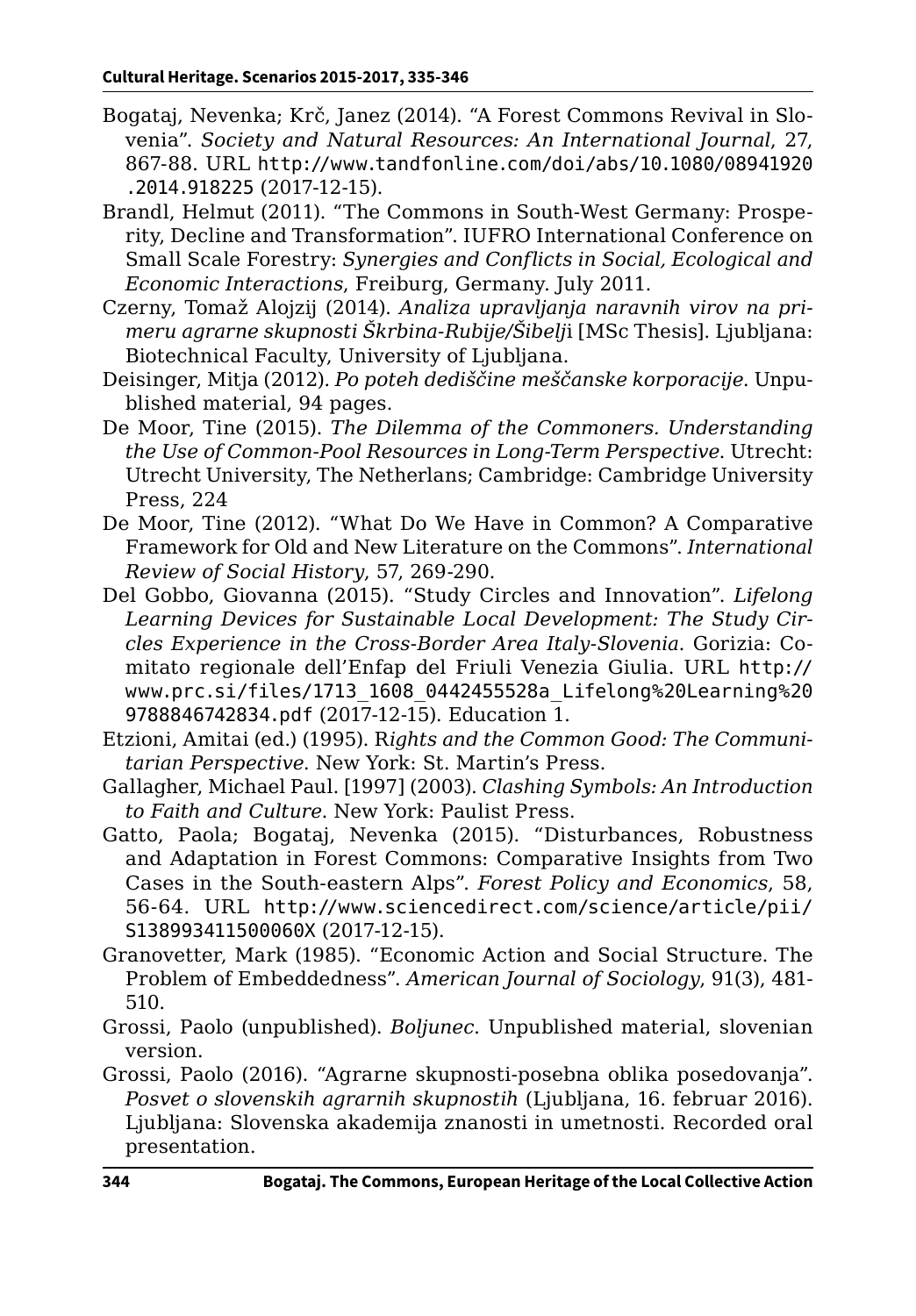Bogataj, Nevenka; Krč, Janez (2014). "A Forest Commons Revival in Slovenia". *Society and Natural Resources: An International Journal*, 27, 867-88. URL http://www.tandfonline.com/doi/abs/10.1080/08941920.2014.918225 (2017-12-15).

Brandl, Helmut (2011). "The Commons in South-West Germany: Prosperity, Decline and Transformation". IUFRO International Conference on Small Scale Forestry: *Synergies and Conflicts in Social, Ecological and Economic Interactions*, Freiburg, Germany. July 2011.

Czerny, Tomaž Alojzij (2014). *Analiza upravljanja naravnih virov na primeru agrarne skupnosti Škrbina-Rubije/Šibelj*i [MSc Thesis]. Ljubljana: Biotechnical Faculty, University of Ljubljana.

Deisinger, Mitja (2012). *Po poteh dediščine meščanske korporacije*. Unpublished material, 94 pages.

De Moor, Tine (2015). *The Dilemma of the Commoners. Understanding the Use of Common-Pool Resources in Long-Term Perspective*. Utrecht: Utrecht University, The Netherlans; Cambridge: Cambridge University Press, 224

De Moor, Tine (2012). "What Do We Have in Common? A Comparative Framework for Old and New Literature on the Commons". *International Review of Social History*, 57, 269-290.

Del Gobbo, Giovanna (2015). "Study Circles and Innovation". *Lifelong Learning Devices for Sustainable Local Development: The Study Circles Experience in the Cross-Border Area Italy-Slovenia*. Gorizia: Comitato regionale dell'Enfap del Friuli Venezia Giulia. URL http://www.prc.si/files/1713_1608_0442455528a_Lifelong%20Learning%209788846742834.pdf (2017-12-15). Education 1.

Etzioni, Amitai (ed.) (1995). R*ights and the Common Good: The Communitarian Perspective*. New York: St. Martin's Press.

Gallagher, Michael Paul. [1997] (2003). *Clashing Symbols: An Introduction to Faith and Culture*. New York: Paulist Press.

Gatto, Paola; Bogataj, Nevenka (2015). "Disturbances, Robustness and Adaptation in Forest Commons: Comparative Insights from Two Cases in the South-eastern Alps". *Forest Policy and Economics*, 58, 56-64. URL http://www.sciencedirect.com/science/article/pii/S138993411500060X (2017-12-15).

Granovetter, Mark (1985). "Economic Action and Social Structure. The Problem of Embeddedness". *American Journal of Sociology*, 91(3), 481-510.

Grossi, Paolo (unpublished). *Boljunec*. Unpublished material, slovenian version.

Grossi, Paolo (2016). "Agrarne skupnosti-posebna oblika posedovanja". *Posvet o slovenskih agrarnih skupnostih* (Ljubljana, 16. februar 2016). Ljubljana: Slovenska akademija znanosti in umetnosti. Recorded oral presentation.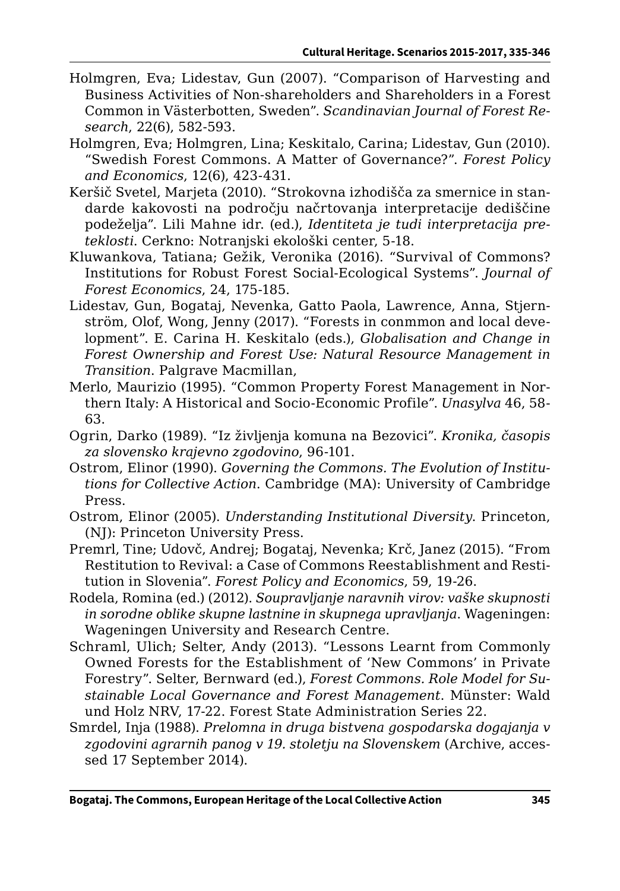Holmgren, Eva; Lidestav, Gun (2007). "Comparison of Harvesting and Business Activities of Non-shareholders and Shareholders in a Forest Common in Västerbotten, Sweden". *Scandinavian Journal of Forest Research*, 22(6), 582-593.

Holmgren, Eva; Holmgren, Lina; Keskitalo, Carina; Lidestav, Gun (2010). "Swedish Forest Commons. A Matter of Governance?". *Forest Policy and Economics*, 12(6), 423-431.

Keršič Svetel, Marjeta (2010). "Strokovna izhodišča za smernice in standarde kakovosti na področju načrtovanja interpretacije dediščine podeželja". Lili Mahne idr. (ed.), *Identiteta je tudi interpretacija preteklosti*. Cerkno: Notranjski ekološki center, 5-18.

Kluwankova, Tatiana; Gežik, Veronika (2016). "Survival of Commons? Institutions for Robust Forest Social-Ecological Systems". *Journal of Forest Economics*, 24, 175-185.

Lidestav, Gun, Bogataj, Nevenka, Gatto Paola, Lawrence, Anna, Stjernström, Olof, Wong, Jenny (2017). "Forests in conmmon and local development". E. Carina H. Keskitalo (eds.), *Globalisation and Change in Forest Ownership and Forest Use: Natural Resource Management in Transition*. Palgrave Macmillan,

Merlo, Maurizio (1995). "Common Property Forest Management in Northern Italy: A Historical and Socio-Economic Profile". *Unasylva* 46, 58-63.

Ogrin, Darko (1989). "Iz življenja komuna na Bezovici". *Kronika, časopis za slovensko krajevno zgodovino*, 96-101.

Ostrom, Elinor (1990). *Governing the Commons. The Evolution of Institutions for Collective Action*. Cambridge (MA): University of Cambridge Press.

Ostrom, Elinor (2005). *Understanding Institutional Diversity*. Princeton, (NJ): Princeton University Press.

Premrl, Tine; Udovč, Andrej; Bogataj, Nevenka; Krč, Janez (2015). "From Restitution to Revival: a Case of Commons Reestablishment and Restitution in Slovenia". *Forest Policy and Economics*, 59, 19-26.

Rodela, Romina (ed.) (2012). *Soupravljanje naravnih virov: vaške skupnosti in sorodne oblike skupne lastnine in skupnega upravljanja*. Wageningen: Wageningen University and Research Centre.

Schraml, Ulich; Selter, Andy (2013). "Lessons Learnt from Commonly Owned Forests for the Establishment of 'New Commons' in Private Forestry". Selter, Bernward (ed.), *Forest Commons. Role Model for Sustainable Local Governance and Forest Management*. Münster: Wald und Holz NRV, 17-22. Forest State Administration Series 22.

Smrdel, Inja (1988). *Prelomna in druga bistvena gospodarska dogajanja v zgodovini agrarnih panog v 19. stoletju na Slovenskem* (Archive, accessed 17 September 2014).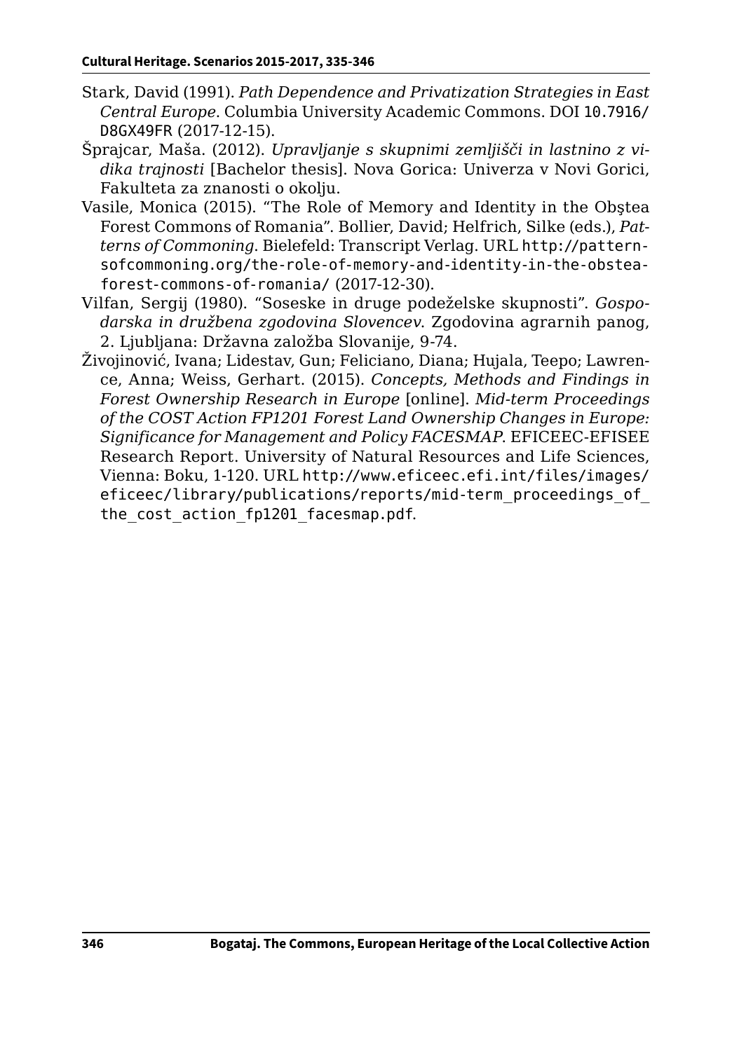Stark, David (1991). *Path Dependence and Privatization Strategies in East Central Europe*. Columbia University Academic Commons. DOI 10.7916/D8GX49FR (2017-12-15).

Šprajcar, Maša. (2012). *Upravljanje s skupnimi zemljišči in lastnino z vidika trajnosti* [Bachelor thesis]. Nova Gorica: Univerza v Novi Gorici, Fakulteta za znanosti o okolju.

Vasile, Monica (2015). "The Role of Memory and Identity in the Obştea Forest Commons of Romania". Bollier, David; Helfrich, Silke (eds.), *Patterns of Commoning*. Bielefeld: Transcript Verlag. URL http://patternsofcommoning.org/the-role-of-memory-and-identity-in-the-obstea-forest-commons-of-romania/ (2017-12-30).

Vilfan, Sergij (1980). "Soseske in druge podeželske skupnosti". *Gospodarska in družbena zgodovina Slovencev*. Zgodovina agrarnih panog, 2. Ljubljana: Državna založba Slovanije, 9-74.

Živojinović, Ivana; Lidestav, Gun; Feliciano, Diana; Hujala, Teepo; Lawrence, Anna; Weiss, Gerhart. (2015). *Concepts, Methods and Findings in Forest Ownership Research in Europe* [online]. *Mid-term Proceedings of the COST Action FP1201 Forest Land Ownership Changes in Europe: Significance for Management and Policy FACESMAP*. EFICEEC-EFISEE Research Report. University of Natural Resources and Life Sciences, Vienna: Boku, 1-120. URL http://www.eficeec.efi.int/files/images/eficeec/library/publications/reports/mid-term_proceedings_of_the_cost_action_fp1201_facesmap.pdf.